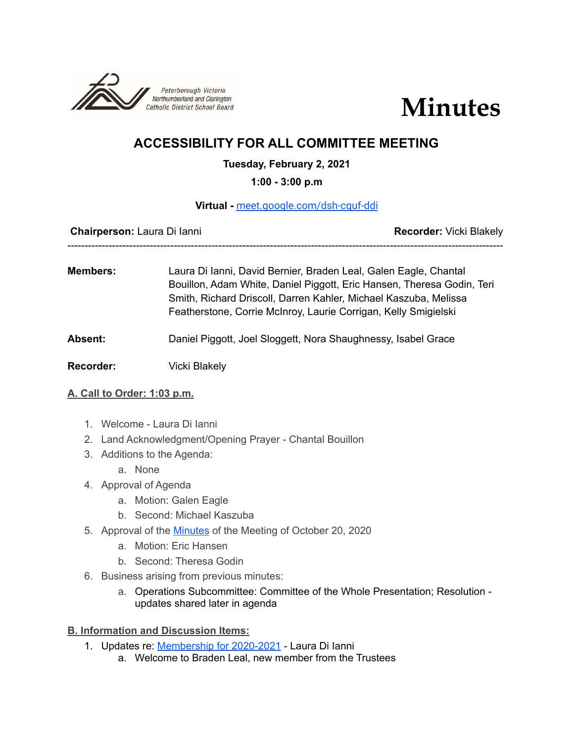Peterborough Victoria Northumberland and Clarington Catholic District School Board

# Minutes

## ACCESSIBILITY FOR ALL COMMITTEE MEETING

**Tuesday, February 2, 2021**

**1:00 - 3:00 p.m**

**Virtual -** meet.google.com/dsh-cquf-ddi

**Chairperson:** Laura Di Ianni **Recorder:** Vicki Blakely

---

**Members:** Laura Di Ianni, David Bernier, Braden Leal, Galen Eagle, Chantal Bouillon, Adam White, Daniel Piggott, Eric Hansen, Theresa Godin, Teri Smith, Richard Driscoll, Darren Kahler, Michael Kaszuba, Melissa Featherstone, Corrie McInroy, Laurie Corrigan, Kelly Smigielski

**Absent:** Daniel Piggott, Joel Sloggett, Nora Shaughnessy, Isabel Grace

**Recorder:** Vicki Blakely

### A. Call to Order: 1:03 p.m.

1. Welcome - Laura Di Ianni
2. Land Acknowledgment/Opening Prayer - Chantal Bouillon
3. Additions to the Agenda:
   a. None
4. Approval of Agenda
   a. Motion: Galen Eagle
   b. Second: Michael Kaszuba
5. Approval of the Minutes of the Meeting of October 20, 2020
   a. Motion: Eric Hansen
   b. Second: Theresa Godin
6. Business arising from previous minutes:
   a. Operations Subcommittee: Committee of the Whole Presentation; Resolution - updates shared later in agenda

### B. Information and Discussion Items:

1. Updates re: Membership for 2020-2021 - Laura Di Ianni
   a. Welcome to Braden Leal, new member from the Trustees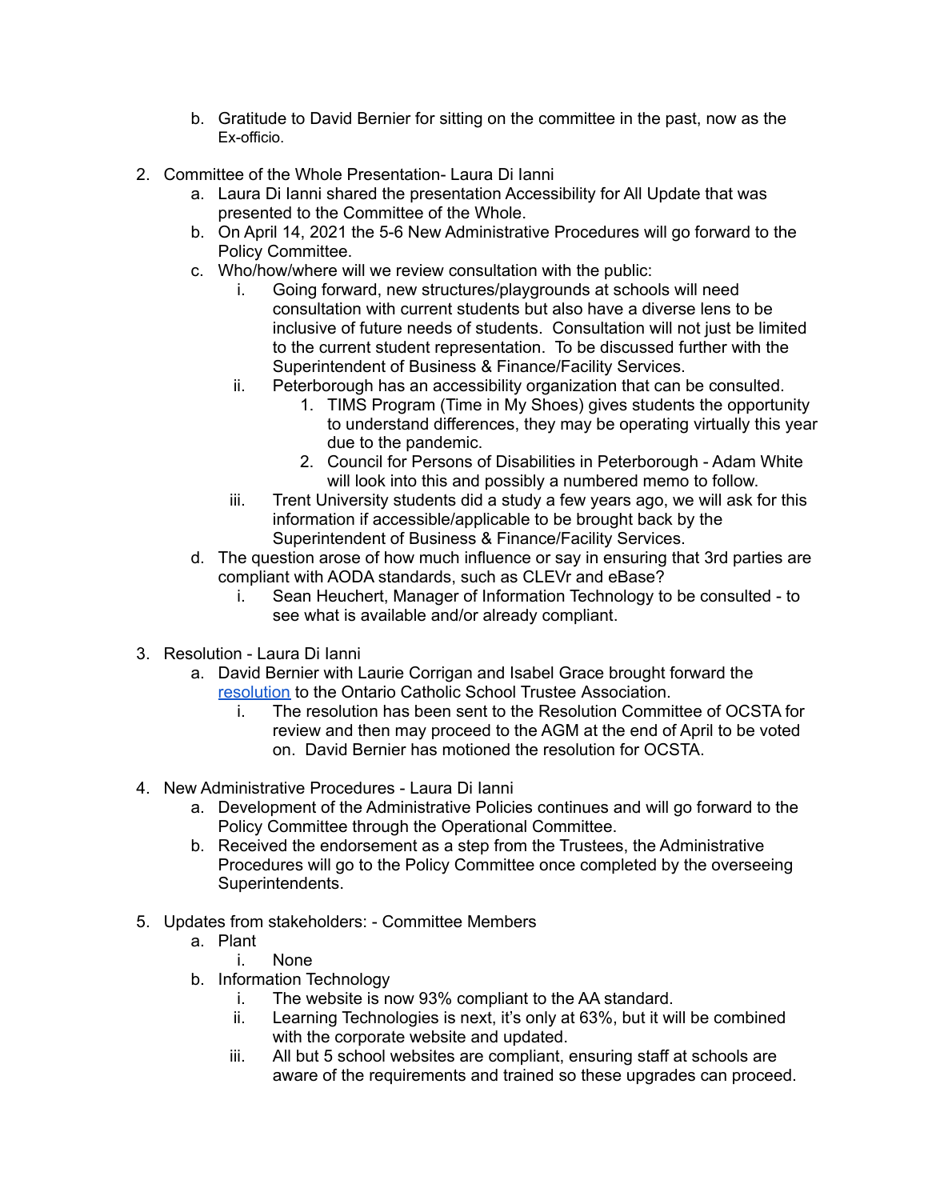b. Gratitude to David Bernier for sitting on the committee in the past, now as the Ex-officio.

2. Committee of the Whole Presentation- Laura Di Ianni
    a. Laura Di Ianni shared the presentation Accessibility for All Update that was presented to the Committee of the Whole.
    b. On April 14, 2021 the 5-6 New Administrative Procedures will go forward to the Policy Committee.
    c. Who/how/where will we review consultation with the public:
        i. Going forward, new structures/playgrounds at schools will need consultation with current students but also have a diverse lens to be inclusive of future needs of students. Consultation will not just be limited to the current student representation. To be discussed further with the Superintendent of Business & Finance/Facility Services.
        ii. Peterborough has an accessibility organization that can be consulted.
            1. TIMS Program (Time in My Shoes) gives students the opportunity to understand differences, they may be operating virtually this year due to the pandemic.
            2. Council for Persons of Disabilities in Peterborough - Adam White will look into this and possibly a numbered memo to follow.
        iii. Trent University students did a study a few years ago, we will ask for this information if accessible/applicable to be brought back by the Superintendent of Business & Finance/Facility Services.
    d. The question arose of how much influence or say in ensuring that 3rd parties are compliant with AODA standards, such as CLEVr and eBase?
        i. Sean Heuchert, Manager of Information Technology to be consulted - to see what is available and/or already compliant.

3. Resolution - Laura Di Ianni
    a. David Bernier with Laurie Corrigan and Isabel Grace brought forward the resolution to the Ontario Catholic School Trustee Association.
        i. The resolution has been sent to the Resolution Committee of OCSTA for review and then may proceed to the AGM at the end of April to be voted on. David Bernier has motioned the resolution for OCSTA.

4. New Administrative Procedures - Laura Di Ianni
    a. Development of the Administrative Policies continues and will go forward to the Policy Committee through the Operational Committee.
    b. Received the endorsement as a step from the Trustees, the Administrative Procedures will go to the Policy Committee once completed by the overseeing Superintendents.

5. Updates from stakeholders: - Committee Members
    a. Plant
        i. None
    b. Information Technology
        i. The website is now 93% compliant to the AA standard.
        ii. Learning Technologies is next, it's only at 63%, but it will be combined with the corporate website and updated.
        iii. All but 5 school websites are compliant, ensuring staff at schools are aware of the requirements and trained so these upgrades can proceed.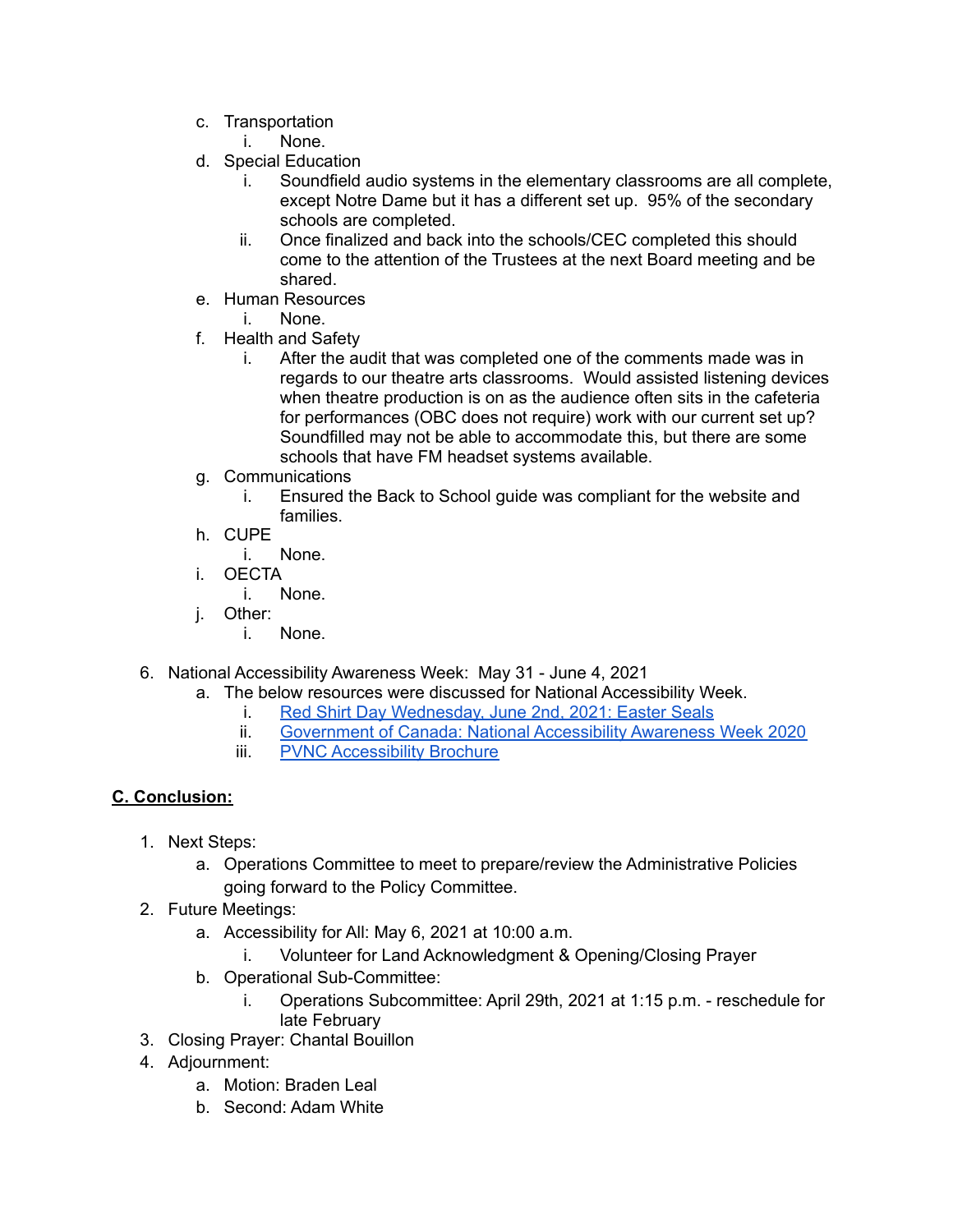c. Transportation
    i. None.
d. Special Education
    i. Soundfield audio systems in the elementary classrooms are all complete, except Notre Dame but it has a different set up. 95% of the secondary schools are completed.
    ii. Once finalized and back into the schools/CEC completed this should come to the attention of the Trustees at the next Board meeting and be shared.
e. Human Resources
    i. None.
f. Health and Safety
    i. After the audit that was completed one of the comments made was in regards to our theatre arts classrooms. Would assisted listening devices when theatre production is on as the audience often sits in the cafeteria for performances (OBC does not require) work with our current set up? Soundfilled may not be able to accommodate this, but there are some schools that have FM headset systems available.
g. Communications
    i. Ensured the Back to School guide was compliant for the website and families.
h. CUPE
    i. None.
i. OECTA
    i. None.
j. Other:
    i. None.

6. National Accessibility Awareness Week: May 31 - June 4, 2021
    a. The below resources were discussed for National Accessibility Week.
        i. Red Shirt Day Wednesday, June 2nd, 2021: Easter Seals
        ii. Government of Canada: National Accessibility Awareness Week 2020
        iii. PVNC Accessibility Brochure

## C. Conclusion:

1. Next Steps:
    a. Operations Committee to meet to prepare/review the Administrative Policies going forward to the Policy Committee.
2. Future Meetings:
    a. Accessibility for All: May 6, 2021 at 10:00 a.m.
        i. Volunteer for Land Acknowledgment & Opening/Closing Prayer
    b. Operational Sub-Committee:
        i. Operations Subcommittee: April 29th, 2021 at 1:15 p.m. - reschedule for late February
3. Closing Prayer: Chantal Bouillon
4. Adjournment:
    a. Motion: Braden Leal
    b. Second: Adam White